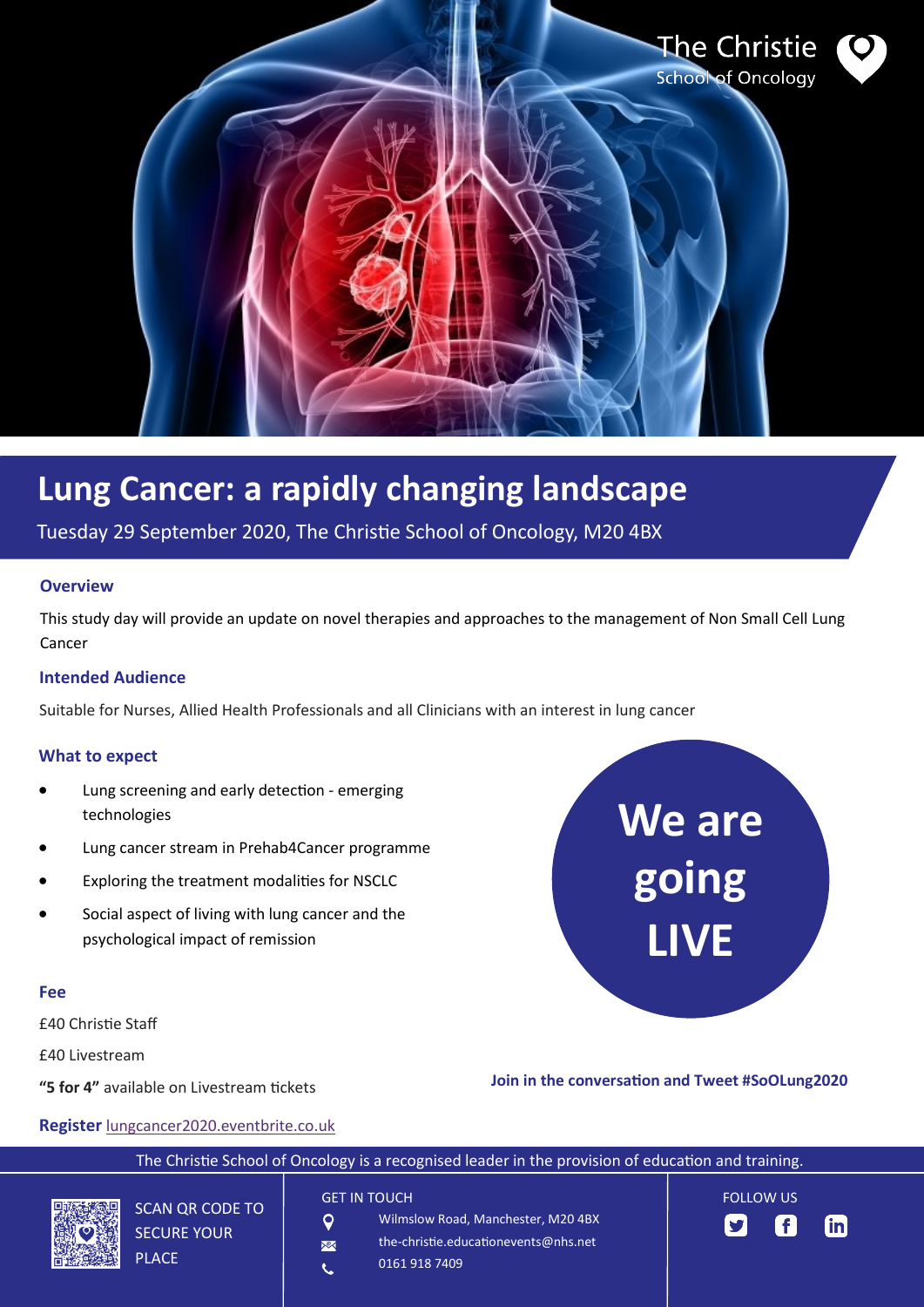The Christie
School of Oncology

# Lung Cancer: a rapidly changing landscape

Tuesday 29 September 2020, The Christie School of Oncology, M20 4BX

### Overview

This study day will provide an update on novel therapies and approaches to the management of Non Small Cell Lung Cancer

### Intended Audience

Suitable for Nurses, Allied Health Professionals and all Clinicians with an interest in lung cancer

### What to expect

- Lung screening and early detection - emerging technologies
- Lung cancer stream in Prehab4Cancer programme
- Exploring the treatment modalities for NSCLC
- Social aspect of living with lung cancer and the psychological impact of remission

**We are going LIVE**

### Fee

£40 Christie Staff

£40 Livestream

**"5 for 4"** available on Livestream tickets

**Join in the conversation and Tweet #SoOLung2020**

**Register** lungcancer2020.eventbrite.co.uk

The Christie School of Oncology is a recognised leader in the provision of education and training.

SCAN QR CODE TO SECURE YOUR PLACE

GET IN TOUCH

Wilmslow Road, Manchester, M20 4BX

the-christie.educationevents@nhs.net

0161 918 7409

FOLLOW US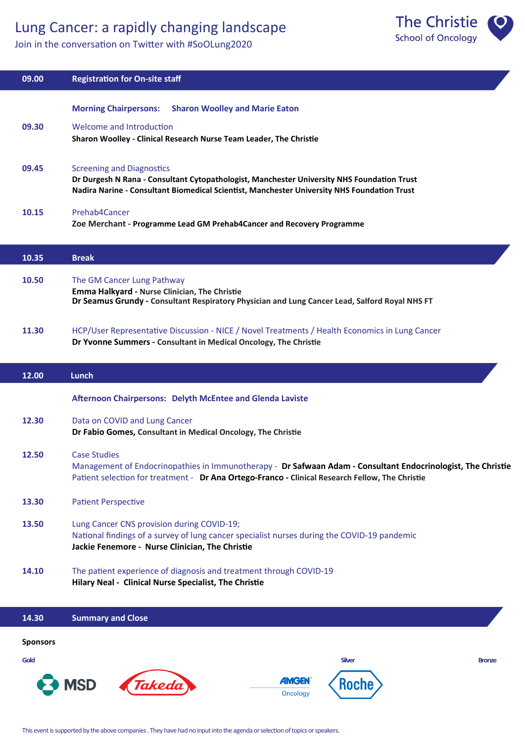# Lung Cancer: a rapidly changing landscape

Join in the conversation on Twitter with #SoOLung2020

The Christie
School of Oncology

**09.00** **Registration for On-site staff**

**Morning Chairpersons: Sharon Woolley and Marie Eaton**

**09.30** Welcome and Introduction
**Sharon Woolley - Clinical Research Nurse Team Leader, The Christie**

**09.45** Screening and Diagnostics
**Dr Durgesh N Rana - Consultant Cytopathologist, Manchester University NHS Foundation Trust**
**Nadira Narine - Consultant Biomedical Scientist, Manchester University NHS Foundation Trust**

**10.15** Prehab4Cancer
**Zoe Merchant - Programme Lead GM Prehab4Cancer and Recovery Programme**

**10.35** **Break**

**10.50** The GM Cancer Lung Pathway
**Emma Halkyard - Nurse Clinician, The Christie**
**Dr Seamus Grundy - Consultant Respiratory Physician and Lung Cancer Lead, Salford Royal NHS FT**

**11.30** HCP/User Representative Discussion - NICE / Novel Treatments / Health Economics in Lung Cancer
**Dr Yvonne Summers - Consultant in Medical Oncology, The Christie**

**12.00** **Lunch**

**Afternoon Chairpersons: Delyth McEntee and Glenda Laviste**

**12.30** Data on COVID and Lung Cancer
**Dr Fabio Gomes, Consultant in Medical Oncology, The Christie**

**12.50** Case Studies
Management of Endocrinopathies in Immunotherapy - **Dr Safwaan Adam - Consultant Endocrinologist, The Christie**
Patient selection for treatment - **Dr Ana Ortego-Franco - Clinical Research Fellow, The Christie**

**13.30** Patient Perspective

**13.50** Lung Cancer CNS provision during COVID-19;
National findings of a survey of lung cancer specialist nurses during the COVID-19 pandemic
**Jackie Fenemore - Nurse Clinician, The Christie**

**14.10** The patient experience of diagnosis and treatment through COVID-19
**Hilary Neal - Clinical Nurse Specialist, The Christie**

**14.30** **Summary and Close**

**Sponsors**

Gold: MSD, Takeda

Silver: AMGEN Oncology, Roche

Bronze

This event is supported by the above companies. They have had no input into the agenda or selection of topics or speakers.